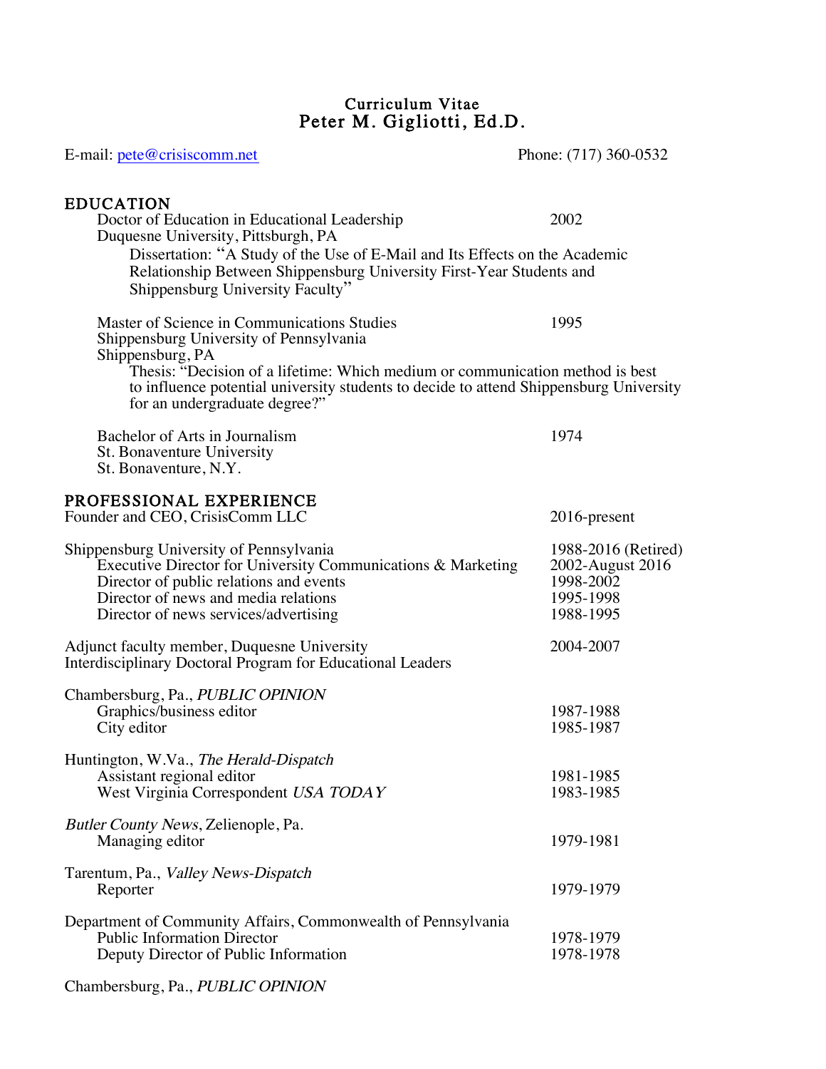# Curriculum Vitae
# Peter M. Gigliotti, Ed.D.

E-mail: pete@crisiscomm.net Phone: (717) 360-0532

## EDUCATION

Doctor of Education in Educational Leadership — 2002
Duquesne University, Pittsburgh, PA

Dissertation: "A Study of the Use of E-Mail and Its Effects on the Academic Relationship Between Shippensburg University First-Year Students and Shippensburg University Faculty"

Master of Science in Communications Studies — 1995
Shippensburg University of Pennsylvania
Shippensburg, PA

Thesis: "Decision of a lifetime: Which medium or communication method is best to influence potential university students to decide to attend Shippensburg University for an undergraduate degree?"

Bachelor of Arts in Journalism — 1974
St. Bonaventure University
St. Bonaventure, N.Y.

## PROFESSIONAL EXPERIENCE

Founder and CEO, CrisisComm LLC — 2016-present

Shippensburg University of Pennsylvania — 1988-2016 (Retired)
- Executive Director for University Communications & Marketing — 2002-August 2016
- Director of public relations and events — 1998-2002
- Director of news and media relations — 1995-1998
- Director of news services/advertising — 1988-1995

Adjunct faculty member, Duquesne University — 2004-2007
Interdisciplinary Doctoral Program for Educational Leaders

Chambersburg, Pa., *PUBLIC OPINION*
- Graphics/business editor — 1987-1988
- City editor — 1985-1987

Huntington, W.Va., *The Herald-Dispatch*
- Assistant regional editor — 1981-1985
- West Virginia Correspondent *USA TODAY* — 1983-1985

*Butler County News*, Zelienople, Pa.
- Managing editor — 1979-1981

Tarentum, Pa., *Valley News-Dispatch*
- Reporter — 1979-1979

Department of Community Affairs, Commonwealth of Pennsylvania
- Public Information Director — 1978-1979
- Deputy Director of Public Information — 1978-1978

Chambersburg, Pa., *PUBLIC OPINION*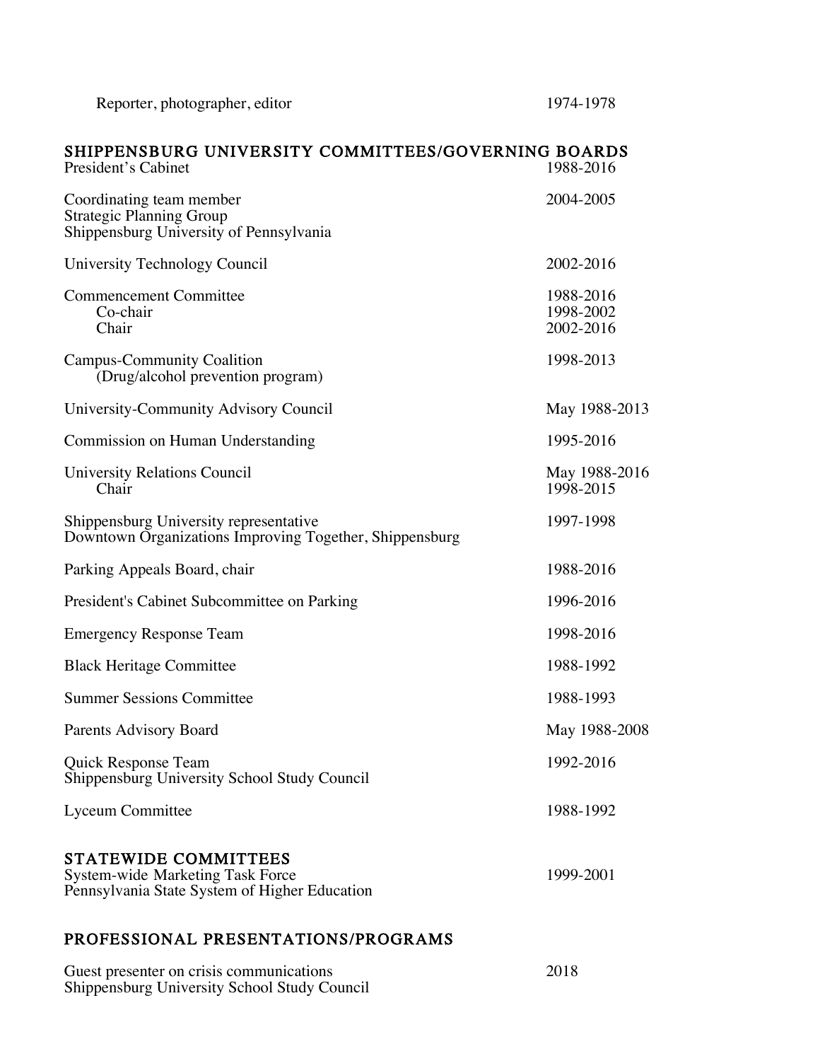Reporter, photographer, editor 1974-1978

## SHIPPENSBURG UNIVERSITY COMMITTEES/GOVERNING BOARDS

President's Cabinet 1988-2016

Coordinating team member 2004-2005
Strategic Planning Group
Shippensburg University of Pennsylvania

University Technology Council 2002-2016

Commencement Committee 1988-2016
  Co-chair 1998-2002
  Chair 2002-2016

Campus-Community Coalition 1998-2013
  (Drug/alcohol prevention program)

University-Community Advisory Council May 1988-2013

Commission on Human Understanding 1995-2016

University Relations Council May 1988-2016
  Chair 1998-2015

Shippensburg University representative 1997-1998
Downtown Organizations Improving Together, Shippensburg

Parking Appeals Board, chair 1988-2016

President's Cabinet Subcommittee on Parking 1996-2016

Emergency Response Team 1998-2016

Black Heritage Committee 1988-1992

Summer Sessions Committee 1988-1993

Parents Advisory Board May 1988-2008

Quick Response Team 1992-2016
Shippensburg University School Study Council

Lyceum Committee 1988-1992

## STATEWIDE COMMITTEES

System-wide Marketing Task Force 1999-2001
Pennsylvania State System of Higher Education

## PROFESSIONAL PRESENTATIONS/PROGRAMS

Guest presenter on crisis communications 2018
Shippensburg University School Study Council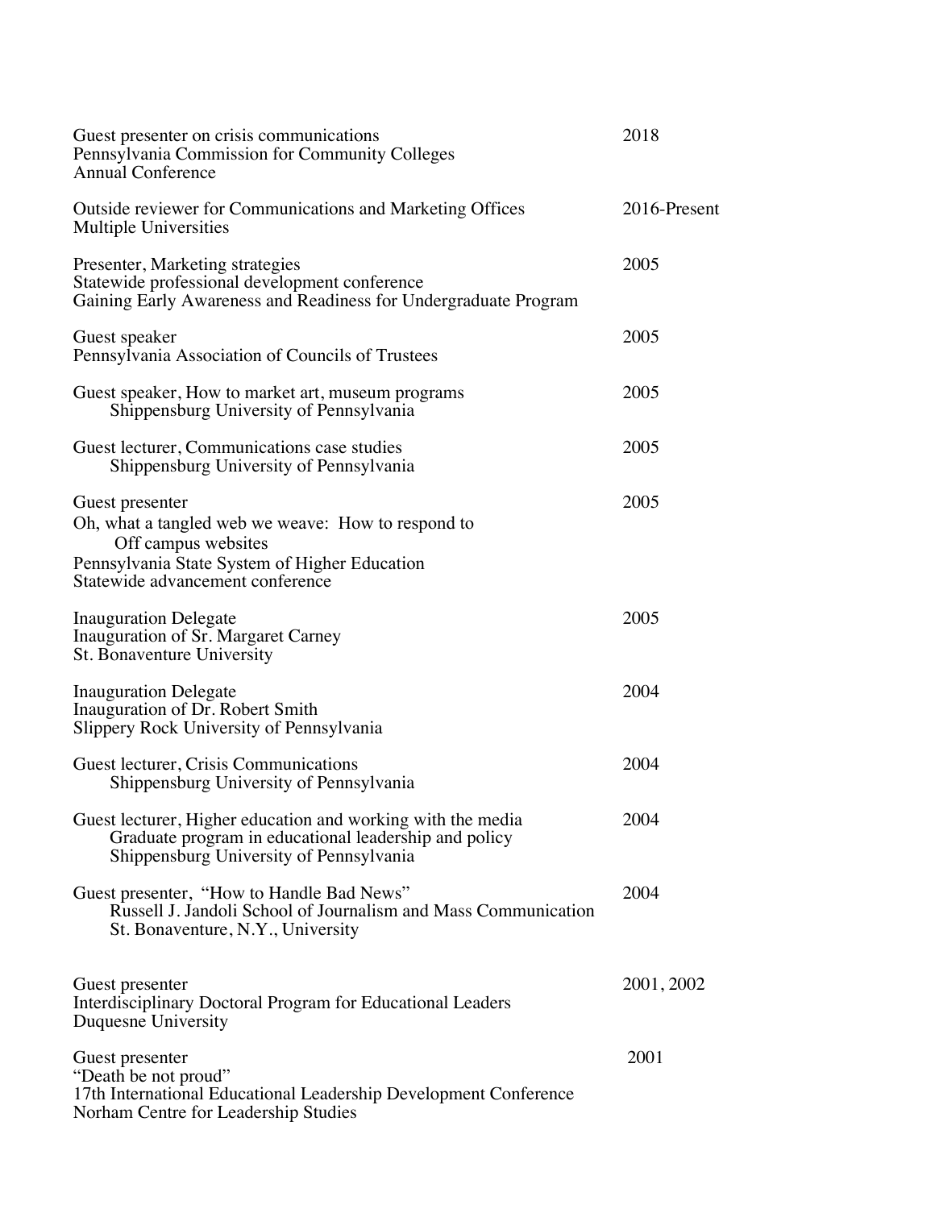| | |
|---|---|
| Guest presenter on crisis communications<br>Pennsylvania Commission for Community Colleges<br>Annual Conference | 2018 |
| Outside reviewer for Communications and Marketing Offices<br>Multiple Universities | 2016-Present |
| Presenter, Marketing strategies<br>Statewide professional development conference<br>Gaining Early Awareness and Readiness for Undergraduate Program | 2005 |
| Guest speaker<br>Pennsylvania Association of Councils of Trustees | 2005 |
| Guest speaker, How to market art, museum programs<br>Shippensburg University of Pennsylvania | 2005 |
| Guest lecturer, Communications case studies<br>Shippensburg University of Pennsylvania | 2005 |
| Guest presenter<br>Oh, what a tangled web we weave: How to respond to Off campus websites<br>Pennsylvania State System of Higher Education<br>Statewide advancement conference | 2005 |
| Inauguration Delegate<br>Inauguration of Sr. Margaret Carney<br>St. Bonaventure University | 2005 |
| Inauguration Delegate<br>Inauguration of Dr. Robert Smith<br>Slippery Rock University of Pennsylvania | 2004 |
| Guest lecturer, Crisis Communications<br>Shippensburg University of Pennsylvania | 2004 |
| Guest lecturer, Higher education and working with the media<br>Graduate program in educational leadership and policy<br>Shippensburg University of Pennsylvania | 2004 |
| Guest presenter, "How to Handle Bad News"<br>Russell J. Jandoli School of Journalism and Mass Communication<br>St. Bonaventure, N.Y., University | 2004 |
| Guest presenter<br>Interdisciplinary Doctoral Program for Educational Leaders<br>Duquesne University | 2001, 2002 |
| Guest presenter<br>"Death be not proud"<br>17th International Educational Leadership Development Conference<br>Norham Centre for Leadership Studies | 2001 |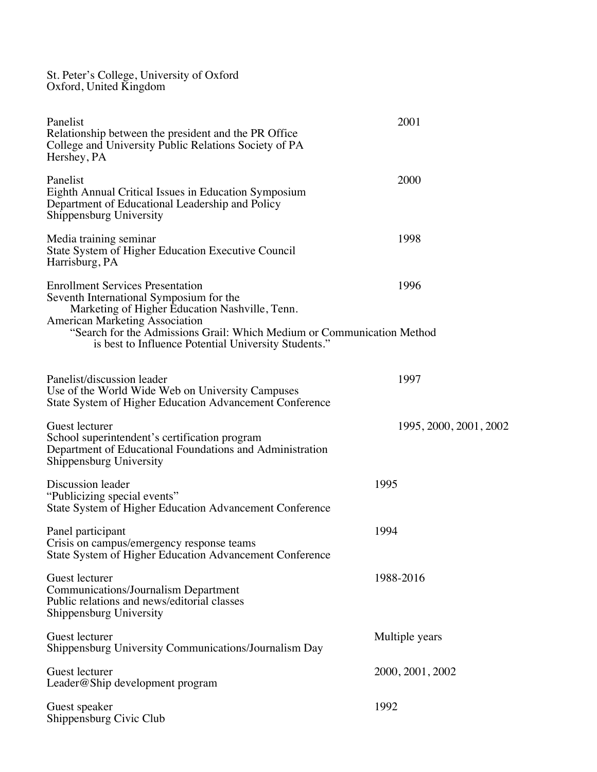St. Peter's College, University of Oxford
Oxford, United Kingdom

Panelist — 2001
Relationship between the president and the PR Office
College and University Public Relations Society of PA
Hershey, PA

Panelist — 2000
Eighth Annual Critical Issues in Education Symposium
Department of Educational Leadership and Policy
Shippensburg University

Media training seminar — 1998
State System of Higher Education Executive Council
Harrisburg, PA

Enrollment Services Presentation — 1996
Seventh International Symposium for the
Marketing of Higher Education Nashville, Tenn.
American Marketing Association
"Search for the Admissions Grail: Which Medium or Communication Method is best to Influence Potential University Students."

Panelist/discussion leader — 1997
Use of the World Wide Web on University Campuses
State System of Higher Education Advancement Conference

Guest lecturer — 1995, 2000, 2001, 2002
School superintendent's certification program
Department of Educational Foundations and Administration
Shippensburg University

Discussion leader — 1995
"Publicizing special events"
State System of Higher Education Advancement Conference

Panel participant — 1994
Crisis on campus/emergency response teams
State System of Higher Education Advancement Conference

Guest lecturer — 1988-2016
Communications/Journalism Department
Public relations and news/editorial classes
Shippensburg University

Guest lecturer — Multiple years
Shippensburg University Communications/Journalism Day

Guest lecturer — 2000, 2001, 2002
Leader@Ship development program

Guest speaker — 1992
Shippensburg Civic Club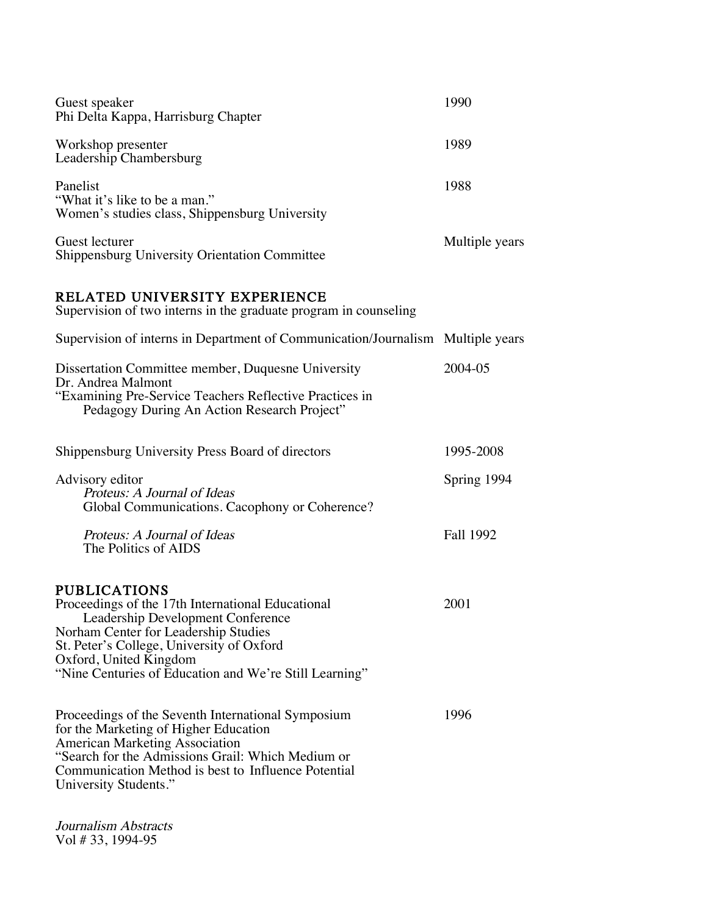Guest speaker — 1990
Phi Delta Kappa, Harrisburg Chapter

Workshop presenter — 1989
Leadership Chambersburg

Panelist — 1988
"What it's like to be a man."
Women's studies class, Shippensburg University

Guest lecturer — Multiple years
Shippensburg University Orientation Committee

## RELATED UNIVERSITY EXPERIENCE

Supervision of two interns in the graduate program in counseling

Supervision of interns in Department of Communication/Journalism — Multiple years

Dissertation Committee member, Duquesne University — 2004-05
Dr. Andrea Malmont
"Examining Pre-Service Teachers Reflective Practices in Pedagogy During An Action Research Project"

Shippensburg University Press Board of directors — 1995-2008

Advisory editor — Spring 1994
*Proteus: A Journal of Ideas*
Global Communications. Cacophony or Coherence?

*Proteus: A Journal of Ideas* — Fall 1992
The Politics of AIDS

## PUBLICATIONS

Proceedings of the 17th International Educational Leadership Development Conference — 2001
Norham Center for Leadership Studies
St. Peter's College, University of Oxford
Oxford, United Kingdom
"Nine Centuries of Education and We're Still Learning"

Proceedings of the Seventh International Symposium for the Marketing of Higher Education — 1996
American Marketing Association
"Search for the Admissions Grail: Which Medium or Communication Method is best to Influence Potential University Students."

*Journalism Abstracts*
Vol # 33, 1994-95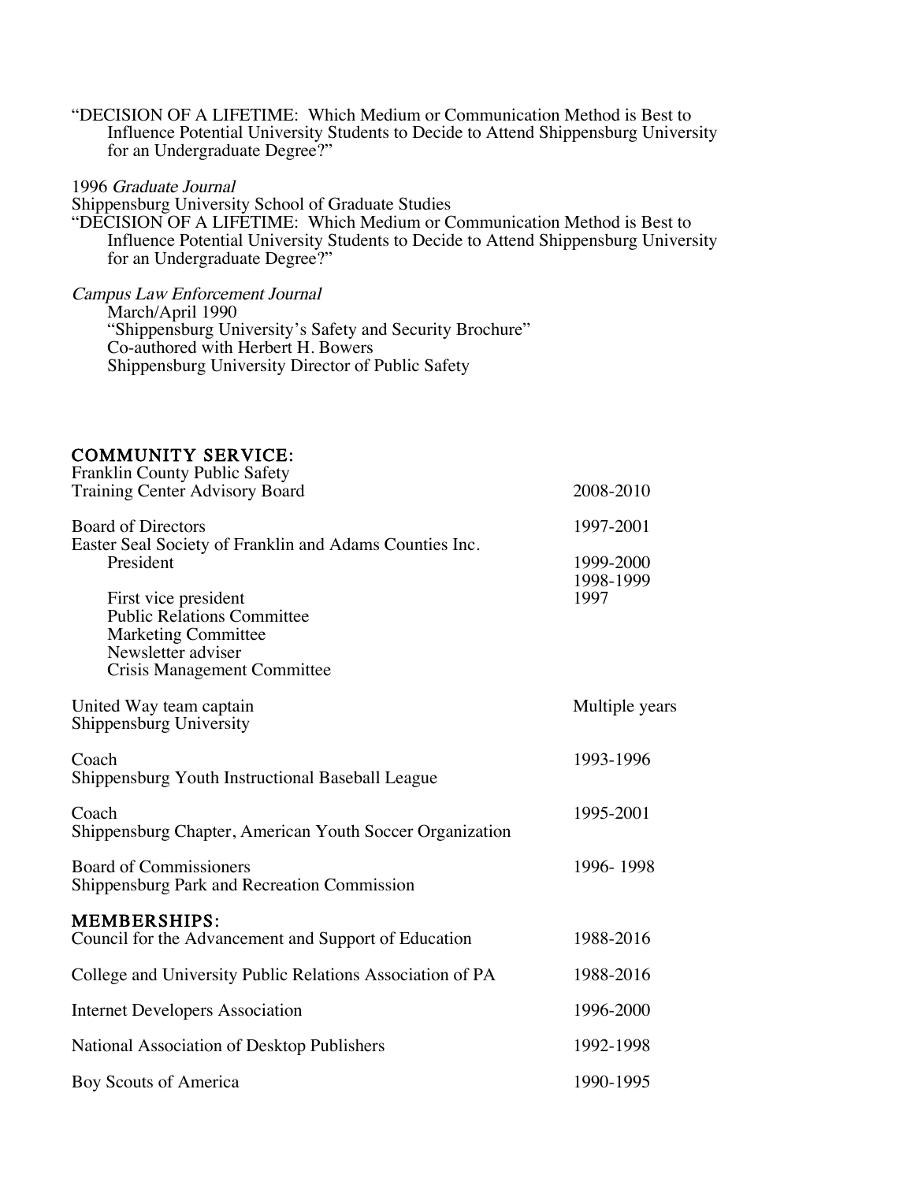"DECISION OF A LIFETIME: Which Medium or Communication Method is Best to Influence Potential University Students to Decide to Attend Shippensburg University for an Undergraduate Degree?"

1996 *Graduate Journal*
Shippensburg University School of Graduate Studies
"DECISION OF A LIFETIME: Which Medium or Communication Method is Best to Influence Potential University Students to Decide to Attend Shippensburg University for an Undergraduate Degree?"

*Campus Law Enforcement Journal*
March/April 1990
"Shippensburg University's Safety and Security Brochure"
Co-authored with Herbert H. Bowers
Shippensburg University Director of Public Safety

## COMMUNITY SERVICE:

| | |
|---|---|
| Franklin County Public Safety Training Center Advisory Board | 2008-2010 |
| Board of Directors<br>Easter Seal Society of Franklin and Adams Counties Inc. | 1997-2001 |
| President | 1999-2000<br>1998-1999 |
| First vice president | 1997 |
| Public Relations Committee<br>Marketing Committee<br>Newsletter adviser<br>Crisis Management Committee | |
| United Way team captain<br>Shippensburg University | Multiple years |
| Coach<br>Shippensburg Youth Instructional Baseball League | 1993-1996 |
| Coach<br>Shippensburg Chapter, American Youth Soccer Organization | 1995-2001 |
| Board of Commissioners<br>Shippensburg Park and Recreation Commission | 1996- 1998 |

## MEMBERSHIPS:

| | |
|---|---|
| Council for the Advancement and Support of Education | 1988-2016 |
| College and University Public Relations Association of PA | 1988-2016 |
| Internet Developers Association | 1996-2000 |
| National Association of Desktop Publishers | 1992-1998 |
| Boy Scouts of America | 1990-1995 |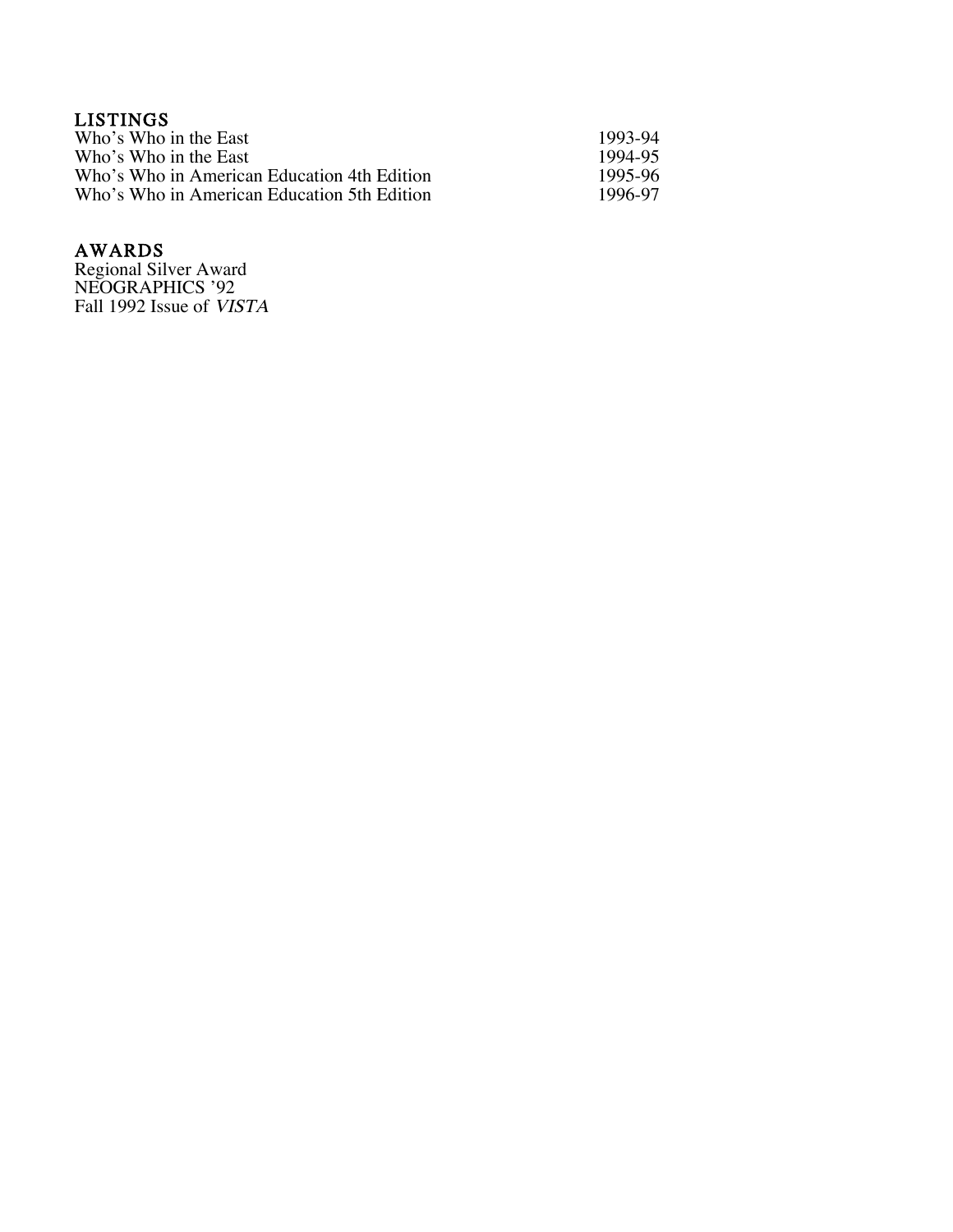## LISTINGS

| | |
|---|---|
| Who's Who in the East | 1993-94 |
| Who's Who in the East | 1994-95 |
| Who's Who in American Education 4th Edition | 1995-96 |
| Who's Who in American Education 5th Edition | 1996-97 |

## AWARDS

Regional Silver Award
NEOGRAPHICS '92
Fall 1992 Issue of *VISTA*